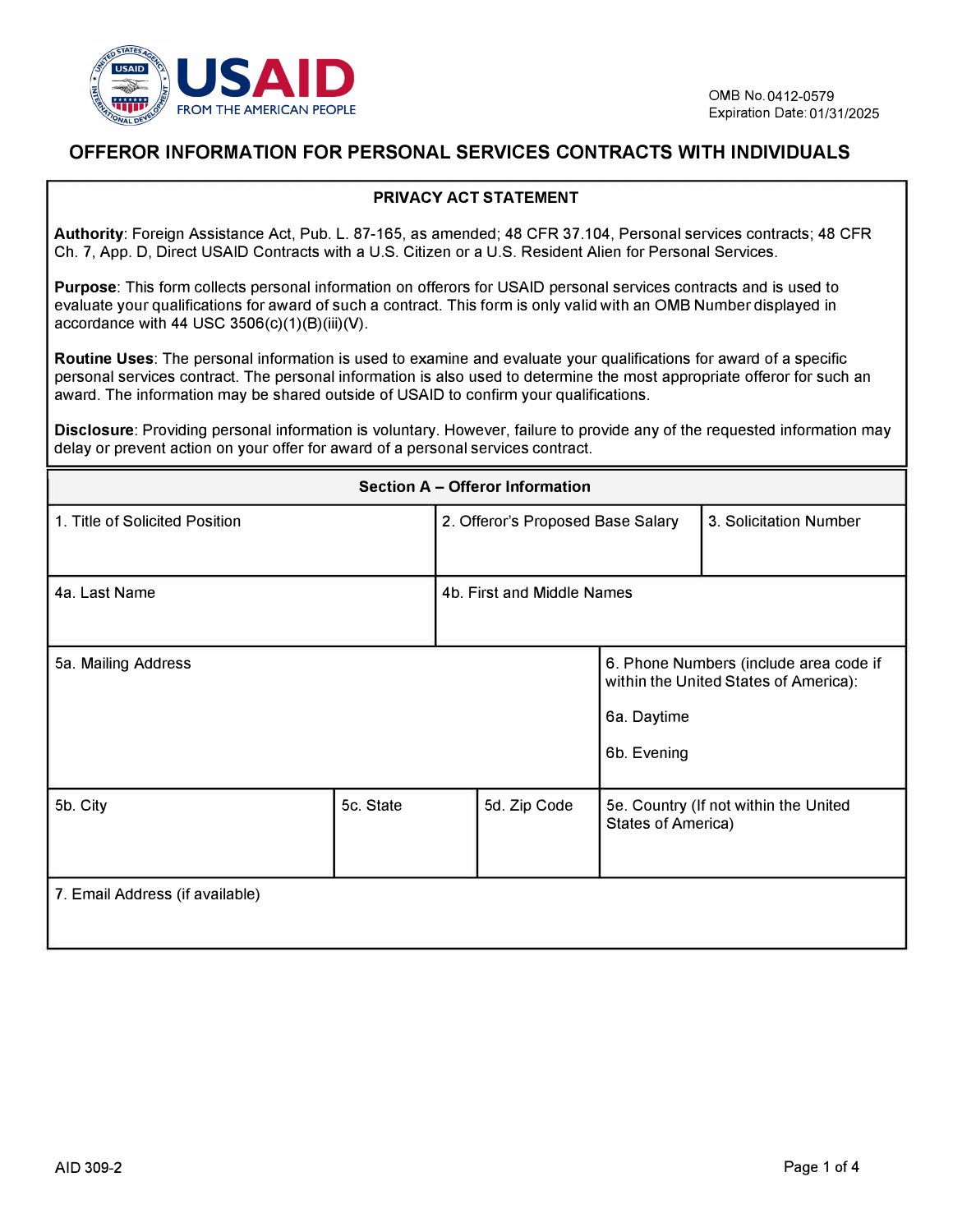USAID
FROM THE AMERICAN PEOPLE

OMB No. 0412-0579
Expiration Date: 01/31/2025

# OFFEROR INFORMATION FOR PERSONAL SERVICES CONTRACTS WITH INDIVIDUALS

## PRIVACY ACT STATEMENT

**Authority**: Foreign Assistance Act, Pub. L. 87-165, as amended; 48 CFR 37.104, Personal services contracts; 48 CFR Ch. 7, App. D, Direct USAID Contracts with a U.S. Citizen or a U.S. Resident Alien for Personal Services.

**Purpose**: This form collects personal information on offerors for USAID personal services contracts and is used to evaluate your qualifications for award of such a contract. This form is only valid with an OMB Number displayed in accordance with 44 USC 3506(c)(1)(B)(iii)(V).

**Routine Uses**: The personal information is used to examine and evaluate your qualifications for award of a specific personal services contract. The personal information is also used to determine the most appropriate offeror for such an award. The information may be shared outside of USAID to confirm your qualifications.

**Disclosure**: Providing personal information is voluntary. However, failure to provide any of the requested information may delay or prevent action on your offer for award of a personal services contract.

## Section A – Offeror Information

| 1. Title of Solicited Position | | 2. Offeror's Proposed Base Salary | 3. Solicitation Number |
|---|---|---|---|
| 4a. Last Name | | 4b. First and Middle Names | |
| 5a. Mailing Address | | | 6. Phone Numbers (include area code if within the United States of America):<br><br>6a. Daytime<br><br>6b. Evening |
| 5b. City | 5c. State | 5d. Zip Code | 5e. Country (If not within the United States of America) |
| 7. Email Address (if available) | | | |

AID 309-2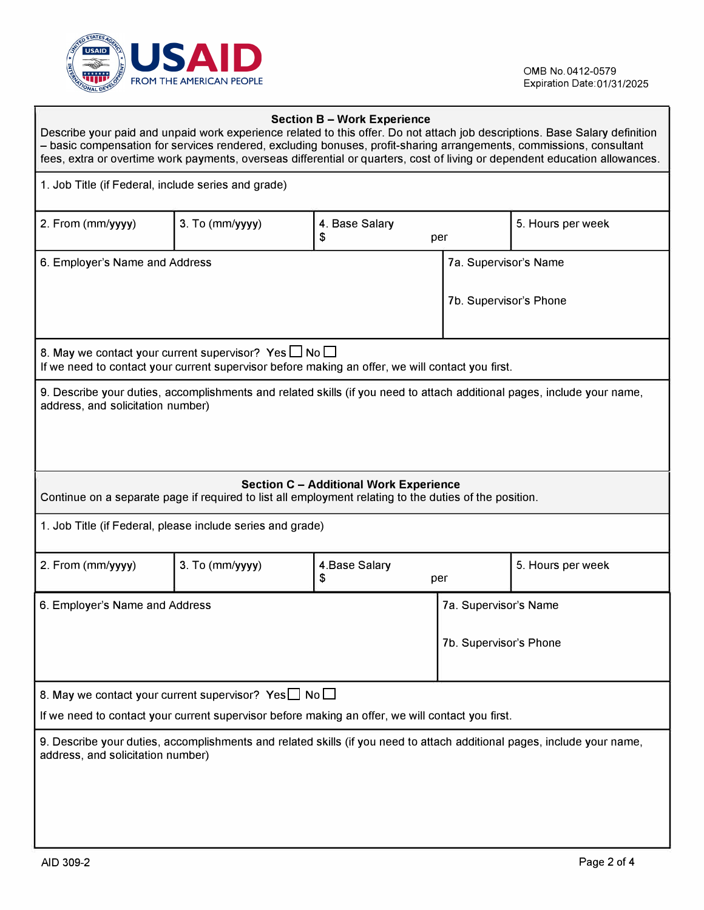USAID FROM THE AMERICAN PEOPLE

OMB No. 0412-0579
Expiration Date: 01/31/2025

### Section B – Work Experience

Describe your paid and unpaid work experience related to this offer. Do not attach job descriptions. Base Salary definition – basic compensation for services rendered, excluding bonuses, profit-sharing arrangements, commissions, consultant fees, extra or overtime work payments, overseas differential or quarters, cost of living or dependent education allowances.

1. Job Title (if Federal, include series and grade)

| 2. From (mm/yyyy) | 3. To (mm/yyyy) | 4. Base Salary $ per | 5. Hours per week |
|---|---|---|---|

| 6. Employer's Name and Address | 7a. Supervisor's Name<br>7b. Supervisor's Phone |
|---|---|

8. May we contact your current supervisor? Yes ☐ No ☐
If we need to contact your current supervisor before making an offer, we will contact you first.

9. Describe your duties, accomplishments and related skills (if you need to attach additional pages, include your name, address, and solicitation number)

### Section C – Additional Work Experience

Continue on a separate page if required to list all employment relating to the duties of the position.

1. Job Title (if Federal, please include series and grade)

| 2. From (mm/yyyy) | 3. To (mm/yyyy) | 4.Base Salary $ per | 5. Hours per week |
|---|---|---|---|

| 6. Employer's Name and Address | 7a. Supervisor's Name<br>7b. Supervisor's Phone |
|---|---|

8. May we contact your current supervisor? Yes ☐ No ☐

If we need to contact your current supervisor before making an offer, we will contact you first.

9. Describe your duties, accomplishments and related skills (if you need to attach additional pages, include your name, address, and solicitation number)

AID 309-2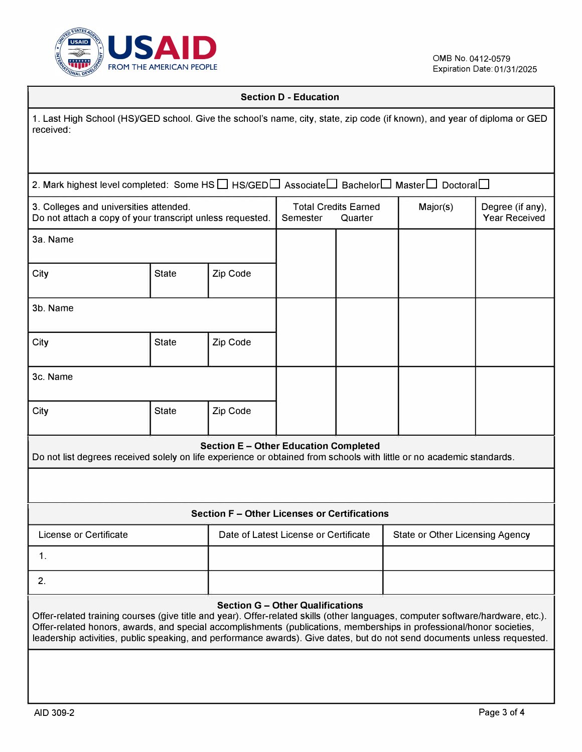USAID
FROM THE AMERICAN PEOPLE

OMB No. 0412-0579
Expiration Date: 01/31/2025

## Section D - Education

1. Last High School (HS)/GED school. Give the school's name, city, state, zip code (if known), and year of diploma or GED received:

2. Mark highest level completed: Some HS ☐ HS/GED ☐ Associate ☐ Bachelor ☐ Master ☐ Doctoral ☐

| 3. Colleges and universities attended. Do not attach a copy of your transcript unless requested. | | | Total Credits Earned Semester | Quarter | Major(s) | Degree (if any), Year Received |
|---|---|---|---|---|---|---|
| 3a. Name | | | | | | |
| City | State | Zip Code | | | | |
| 3b. Name | | | | | | |
| City | State | Zip Code | | | | |
| 3c. Name | | | | | | |
| City | State | Zip Code | | | | |

## Section E – Other Education Completed

Do not list degrees received solely on life experience or obtained from schools with little or no academic standards.

## Section F – Other Licenses or Certifications

| License or Certificate | Date of Latest License or Certificate | State or Other Licensing Agency |
|---|---|---|
| 1. | | |
| 2. | | |

## Section G – Other Qualifications

Offer-related training courses (give title and year). Offer-related skills (other languages, computer software/hardware, etc.). Offer-related honors, awards, and special accomplishments (publications, memberships in professional/honor societies, leadership activities, public speaking, and performance awards). Give dates, but do not send documents unless requested.

AID 309-2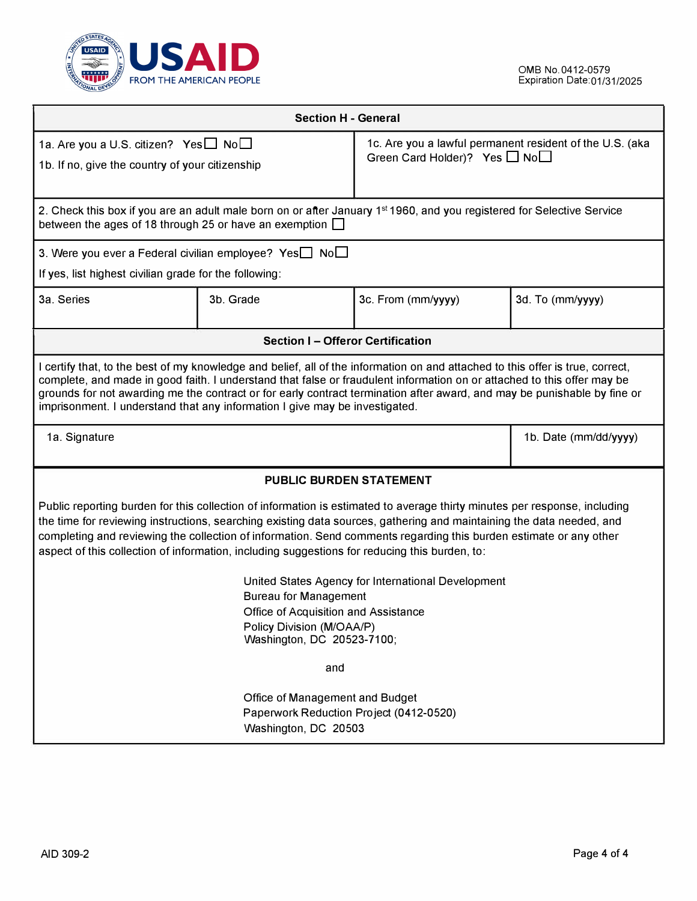USAID FROM THE AMERICAN PEOPLE

OMB No.0412-0579
Expiration Date:01/31/2025

## Section H - General

1a. Are you a U.S. citizen? Yes☐ No☐

1b. If no, give the country of your citizenship

1c. Are you a lawful permanent resident of the U.S. (aka Green Card Holder)? Yes ☐ No☐

2. Check this box if you are an adult male born on or after January 1st 1960, and you registered for Selective Service between the ages of 18 through 25 or have an exemption ☐

3. Were you ever a Federal civilian employee? Yes☐ No☐

If yes, list highest civilian grade for the following:

| 3a. Series | 3b. Grade | 3c. From (mm/yyyy) | 3d. To (mm/yyyy) |
|---|---|---|---|
| | | | |

## Section I – Offeror Certification

I certify that, to the best of my knowledge and belief, all of the information on and attached to this offer is true, correct, complete, and made in good faith. I understand that false or fraudulent information on or attached to this offer may be grounds for not awarding me the contract or for early contract termination after award, and may be punishable by fine or imprisonment. I understand that any information I give may be investigated.

| 1a. Signature | 1b. Date (mm/dd/yyyy) |
|---|---|
| | |

## PUBLIC BURDEN STATEMENT

Public reporting burden for this collection of information is estimated to average thirty minutes per response, including the time for reviewing instructions, searching existing data sources, gathering and maintaining the data needed, and completing and reviewing the collection of information. Send comments regarding this burden estimate or any other aspect of this collection of information, including suggestions for reducing this burden, to:

United States Agency for International Development
Bureau for Management
Office of Acquisition and Assistance
Policy Division (M/OAA/P)
Washington, DC 20523-7100;

and

Office of Management and Budget
Paperwork Reduction Project (0412-0520)
Washington, DC 20503

AID 309-2